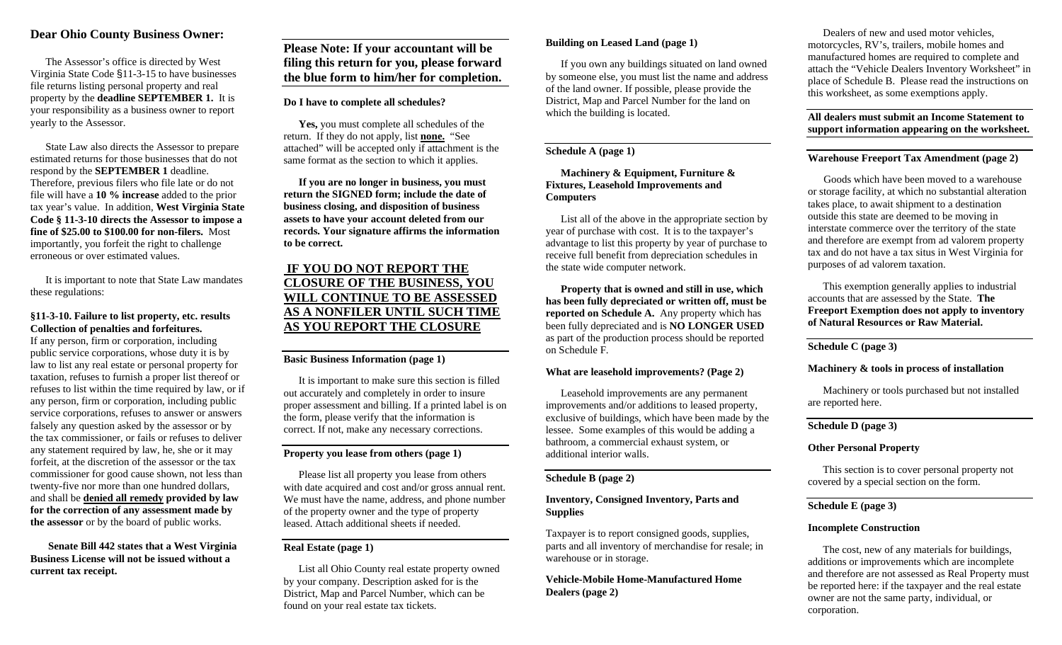## Dear Ohio County Business Owner:

The Assessor's office is directed by West Virginia State Code §11-3-15 to have businesses file returns listing personal property and real property by the **deadline SEPTEMBER 1.** It is your responsibility as a business owner to report yearly to the Assessor.

State Law also directs the Assessor to prepare estimated returns for those businesses that do not respond by the **SEPTEMBER 1** deadline. Therefore, previous filers who file late or do not file will have a **10 % increase** added to the prior tax year's value. In addition, **West Virginia State Code § 11-3-10 directs the Assessor to impose a fine of $25.00 to $100.00 for non-filers.** Most importantly, you forfeit the right to challenge erroneous or over estimated values.

It is important to note that State Law mandates these regulations:

**§11-3-10. Failure to list property, etc. results Collection of penalties and forfeitures.**
If any person, firm or corporation, including public service corporations, whose duty it is by law to list any real estate or personal property for taxation, refuses to furnish a proper list thereof or refuses to list within the time required by law, or if any person, firm or corporation, including public service corporations, refuses to answer or answers falsely any question asked by the assessor or by the tax commissioner, or fails or refuses to deliver any statement required by law, he, she or it may forfeit, at the discretion of the assessor or the tax commissioner for good cause shown, not less than twenty-five nor more than one hundred dollars, and shall be **denied all remedy provided by law for the correction of any assessment made by the assessor** or by the board of public works.

**Senate Bill 442 states that a West Virginia Business License will not be issued without a current tax receipt.**

### Please Note: If your accountant will be filing this return for you, please forward the blue form to him/her for completion.

**Do I have to complete all schedules?**

**Yes,** you must complete all schedules of the return. If they do not apply, list **none.** "See attached" will be accepted only if attachment is the same format as the section to which it applies.

**If you are no longer in business, you must return the SIGNED form; include the date of business closing, and disposition of business assets to have your account deleted from our records. Your signature affirms the information to be correct.**

### IF YOU DO NOT REPORT THE CLOSURE OF THE BUSINESS, YOU WILL CONTINUE TO BE ASSESSED AS A NONFILER UNTIL SUCH TIME AS YOU REPORT THE CLOSURE

**Basic Business Information (page 1)**

It is important to make sure this section is filled out accurately and completely in order to insure proper assessment and billing. If a printed label is on the form, please verify that the information is correct. If not, make any necessary corrections.

**Property you lease from others (page 1)**

Please list all property you lease from others with date acquired and cost and/or gross annual rent. We must have the name, address, and phone number of the property owner and the type of property leased. Attach additional sheets if needed.

**Real Estate (page 1)**

List all Ohio County real estate property owned by your company. Description asked for is the District, Map and Parcel Number, which can be found on your real estate tax tickets.

**Building on Leased Land (page 1)**

If you own any buildings situated on land owned by someone else, you must list the name and address of the land owner. If possible, please provide the District, Map and Parcel Number for the land on which the building is located.

**Schedule A (page 1)**

**Machinery & Equipment, Furniture & Fixtures, Leasehold Improvements and Computers**

List all of the above in the appropriate section by year of purchase with cost. It is to the taxpayer's advantage to list this property by year of purchase to receive full benefit from depreciation schedules in the state wide computer network.

**Property that is owned and still in use, which has been fully depreciated or written off, must be reported on Schedule A.** Any property which has been fully depreciated and is **NO LONGER USED** as part of the production process should be reported on Schedule F.

**What are leasehold improvements? (Page 2)**

Leasehold improvements are any permanent improvements and/or additions to leased property, exclusive of buildings, which have been made by the lessee. Some examples of this would be adding a bathroom, a commercial exhaust system, or additional interior walls.

**Schedule B (page 2)**

**Inventory, Consigned Inventory, Parts and Supplies**

Taxpayer is to report consigned goods, supplies, parts and all inventory of merchandise for resale; in warehouse or in storage.

**Vehicle-Mobile Home-Manufactured Home Dealers (page 2)**

Dealers of new and used motor vehicles, motorcycles, RV's, trailers, mobile homes and manufactured homes are required to complete and attach the "Vehicle Dealers Inventory Worksheet" in place of Schedule B. Please read the instructions on this worksheet, as some exemptions apply.

**All dealers must submit an Income Statement to support information appearing on the worksheet.**

**Warehouse Freeport Tax Amendment (page 2)**

Goods which have been moved to a warehouse or storage facility, at which no substantial alteration takes place, to await shipment to a destination outside this state are deemed to be moving in interstate commerce over the territory of the state and therefore are exempt from ad valorem property tax and do not have a tax situs in West Virginia for purposes of ad valorem taxation.

This exemption generally applies to industrial accounts that are assessed by the State. **The Freeport Exemption does not apply to inventory of Natural Resources or Raw Material.**

**Schedule C (page 3)**

**Machinery & tools in process of installation**

Machinery or tools purchased but not installed are reported here.

**Schedule D (page 3)**

**Other Personal Property**

This section is to cover personal property not covered by a special section on the form.

**Schedule E (page 3)**

**Incomplete Construction**

The cost, new of any materials for buildings, additions or improvements which are incomplete and therefore are not assessed as Real Property must be reported here: if the taxpayer and the real estate owner are not the same party, individual, or corporation.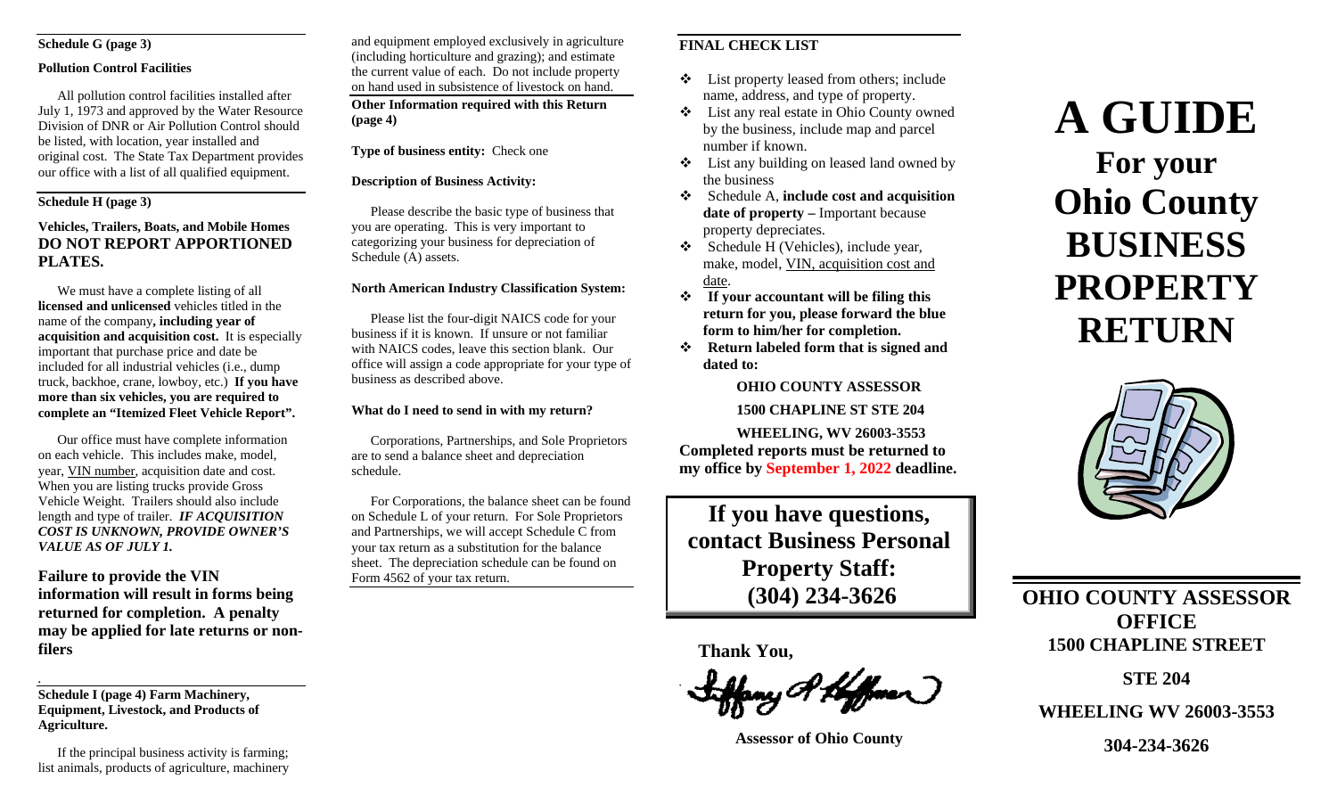**Schedule G (page 3)**

**Pollution Control Facilities**

All pollution control facilities installed after July 1, 1973 and approved by the Water Resource Division of DNR or Air Pollution Control should be listed, with location, year installed and original cost. The State Tax Department provides our office with a list of all qualified equipment.

**Schedule H (page 3)**

**Vehicles, Trailers, Boats, and Mobile Homes DO NOT REPORT APPORTIONED PLATES.**

We must have a complete listing of all **licensed and unlicensed** vehicles titled in the name of the company**, including year of acquisition and acquisition cost.** It is especially important that purchase price and date be included for all industrial vehicles (i.e., dump truck, backhoe, crane, lowboy, etc.) **If you have more than six vehicles, you are required to complete an "Itemized Fleet Vehicle Report".**

Our office must have complete information on each vehicle. This includes make, model, year, VIN number, acquisition date and cost. When you are listing trucks provide Gross Vehicle Weight. Trailers should also include length and type of trailer. ***IF ACQUISITION COST IS UNKNOWN, PROVIDE OWNER'S VALUE AS OF JULY 1.***

**Failure to provide the VIN information will result in forms being returned for completion. A penalty may be applied for late returns or non-filers**

**Schedule I (page 4) Farm Machinery, Equipment, Livestock, and Products of Agriculture.**

If the principal business activity is farming; list animals, products of agriculture, machinery and equipment employed exclusively in agriculture (including horticulture and grazing); and estimate the current value of each. Do not include property on hand used in subsistence of livestock on hand.

**Other Information required with this Return (page 4)**

**Type of business entity:** Check one

**Description of Business Activity:**

Please describe the basic type of business that you are operating. This is very important to categorizing your business for depreciation of Schedule (A) assets.

**North American Industry Classification System:**

Please list the four-digit NAICS code for your business if it is known. If unsure or not familiar with NAICS codes, leave this section blank. Our office will assign a code appropriate for your type of business as described above.

**What do I need to send in with my return?**

Corporations, Partnerships, and Sole Proprietors are to send a balance sheet and depreciation schedule.

For Corporations, the balance sheet can be found on Schedule L of your return. For Sole Proprietors and Partnerships, we will accept Schedule C from your tax return as a substitution for the balance sheet. The depreciation schedule can be found on Form 4562 of your tax return.

**FINAL CHECK LIST**

- List property leased from others; include name, address, and type of property.
- List any real estate in Ohio County owned by the business, include map and parcel number if known.
- List any building on leased land owned by the business
- Schedule A, **include cost and acquisition date of property –** Important because property depreciates.
- Schedule H (Vehicles), include year, make, model, VIN, acquisition cost and date.
- **If your accountant will be filing this return for you, please forward the blue form to him/her for completion.**
- **Return labeled form that is signed and dated to:**

**OHIO COUNTY ASSESSOR**

**1500 CHAPLINE ST STE 204**

**WHEELING, WV 26003-3553**

**Completed reports must be returned to my office by September 1, 2022 deadline.**

**If you have questions, contact Business Personal Property Staff: (304) 234-3626**

**Thank You,**

**Assessor of Ohio County**

# A GUIDE

## For your Ohio County BUSINESS PROPERTY RETURN

**OHIO COUNTY ASSESSOR OFFICE**

**1500 CHAPLINE STREET**

**STE 204**

**WHEELING WV 26003-3553**

**304-234-3626**